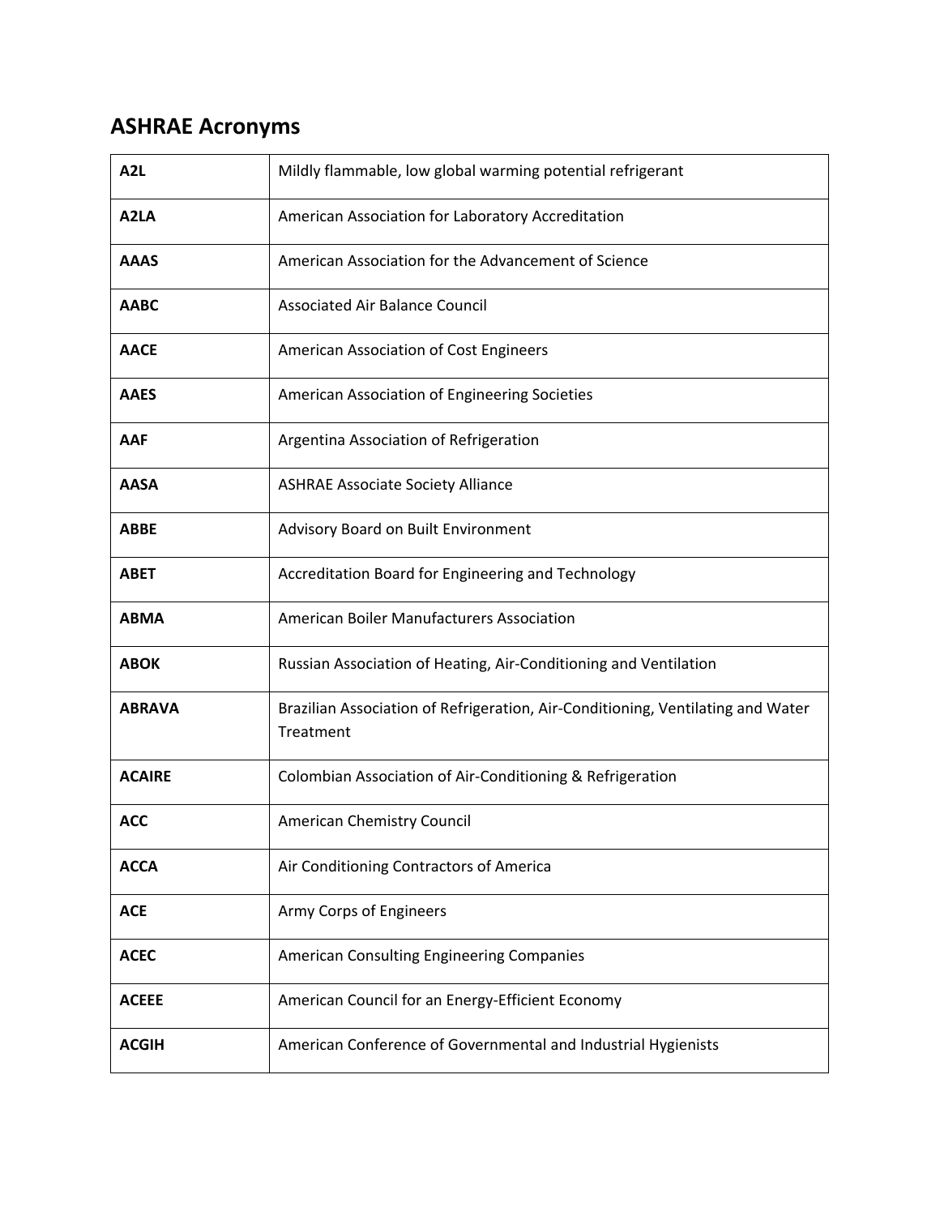## ASHRAE Acronyms

| | |
|---|---|
| **A2L** | Mildly flammable, low global warming potential refrigerant |
| **A2LA** | American Association for Laboratory Accreditation |
| **AAAS** | American Association for the Advancement of Science |
| **AABC** | Associated Air Balance Council |
| **AACE** | American Association of Cost Engineers |
| **AAES** | American Association of Engineering Societies |
| **AAF** | Argentina Association of Refrigeration |
| **AASA** | ASHRAE Associate Society Alliance |
| **ABBE** | Advisory Board on Built Environment |
| **ABET** | Accreditation Board for Engineering and Technology |
| **ABMA** | American Boiler Manufacturers Association |
| **ABOK** | Russian Association of Heating, Air-Conditioning and Ventilation |
| **ABRAVA** | Brazilian Association of Refrigeration, Air-Conditioning, Ventilating and Water Treatment |
| **ACAIRE** | Colombian Association of Air-Conditioning & Refrigeration |
| **ACC** | American Chemistry Council |
| **ACCA** | Air Conditioning Contractors of America |
| **ACE** | Army Corps of Engineers |
| **ACEC** | American Consulting Engineering Companies |
| **ACEEE** | American Council for an Energy-Efficient Economy |
| **ACGIH** | American Conference of Governmental and Industrial Hygienists |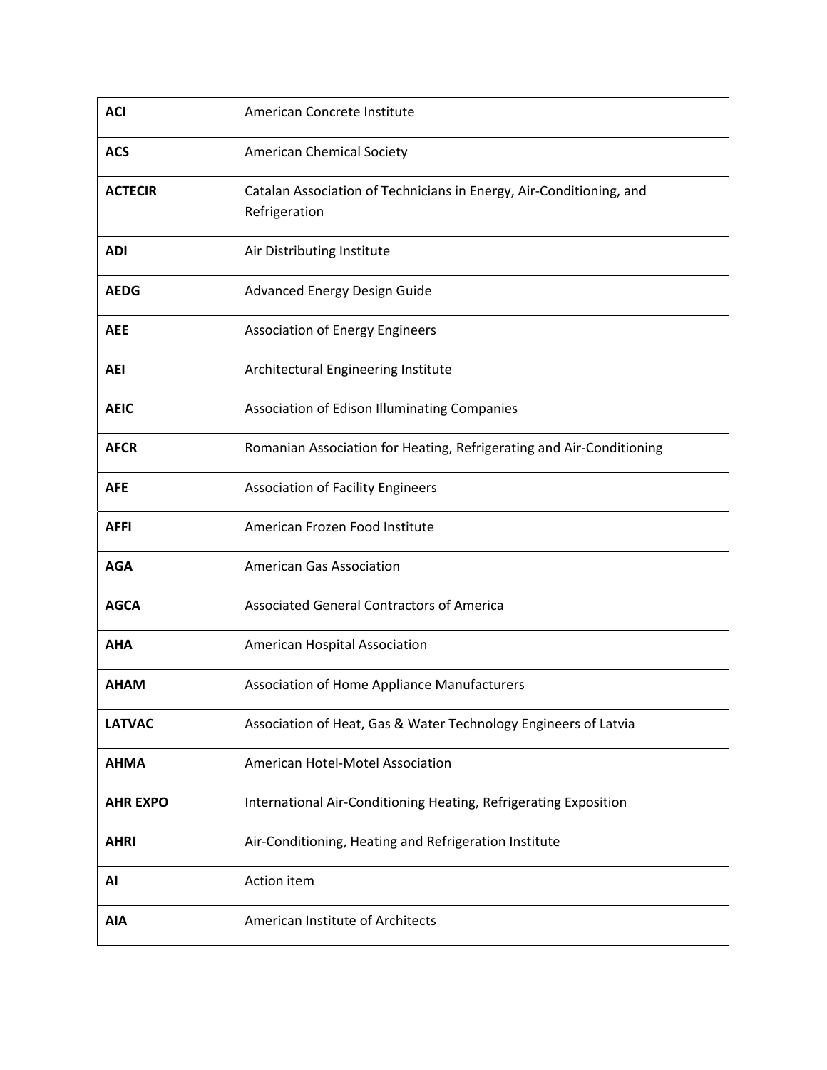| | |
|---|---|
| **ACI** | American Concrete Institute |
| **ACS** | American Chemical Society |
| **ACTECIR** | Catalan Association of Technicians in Energy, Air-Conditioning, and Refrigeration |
| **ADI** | Air Distributing Institute |
| **AEDG** | Advanced Energy Design Guide |
| **AEE** | Association of Energy Engineers |
| **AEI** | Architectural Engineering Institute |
| **AEIC** | Association of Edison Illuminating Companies |
| **AFCR** | Romanian Association for Heating, Refrigerating and Air-Conditioning |
| **AFE** | Association of Facility Engineers |
| **AFFI** | American Frozen Food Institute |
| **AGA** | American Gas Association |
| **AGCA** | Associated General Contractors of America |
| **AHA** | American Hospital Association |
| **AHAM** | Association of Home Appliance Manufacturers |
| **LATVAC** | Association of Heat, Gas & Water Technology Engineers of Latvia |
| **AHMA** | American Hotel-Motel Association |
| **AHR EXPO** | International Air-Conditioning Heating, Refrigerating Exposition |
| **AHRI** | Air-Conditioning, Heating and Refrigeration Institute |
| **AI** | Action item |
| **AIA** | American Institute of Architects |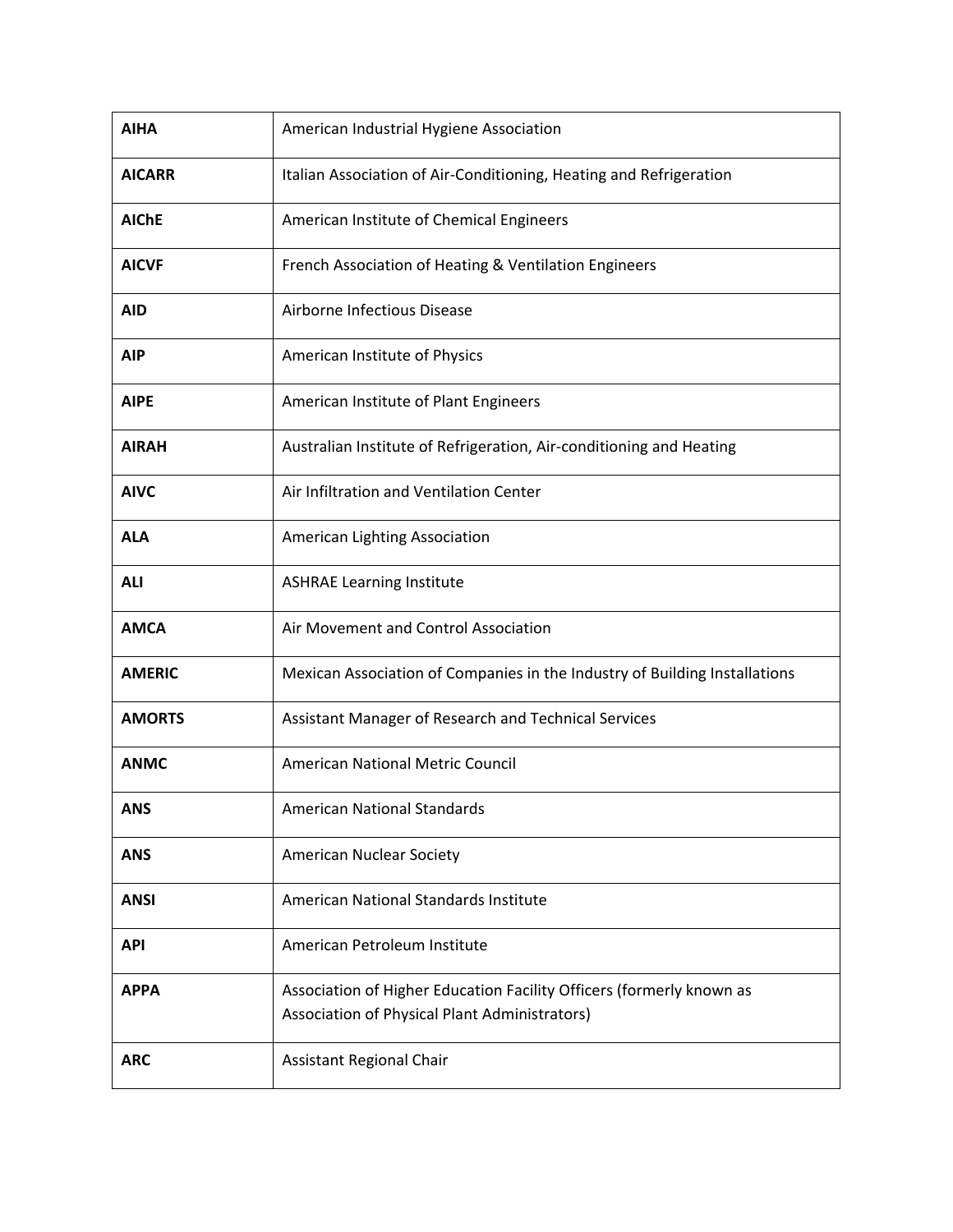| | |
|---|---|
| **AIHA** | American Industrial Hygiene Association |
| **AICARR** | Italian Association of Air-Conditioning, Heating and Refrigeration |
| **AIChE** | American Institute of Chemical Engineers |
| **AICVF** | French Association of Heating & Ventilation Engineers |
| **AID** | Airborne Infectious Disease |
| **AIP** | American Institute of Physics |
| **AIPE** | American Institute of Plant Engineers |
| **AIRAH** | Australian Institute of Refrigeration, Air-conditioning and Heating |
| **AIVC** | Air Infiltration and Ventilation Center |
| **ALA** | American Lighting Association |
| **ALI** | ASHRAE Learning Institute |
| **AMCA** | Air Movement and Control Association |
| **AMERIC** | Mexican Association of Companies in the Industry of Building Installations |
| **AMORTS** | Assistant Manager of Research and Technical Services |
| **ANMC** | American National Metric Council |
| **ANS** | American National Standards |
| **ANS** | American Nuclear Society |
| **ANSI** | American National Standards Institute |
| **API** | American Petroleum Institute |
| **APPA** | Association of Higher Education Facility Officers (formerly known as Association of Physical Plant Administrators) |
| **ARC** | Assistant Regional Chair |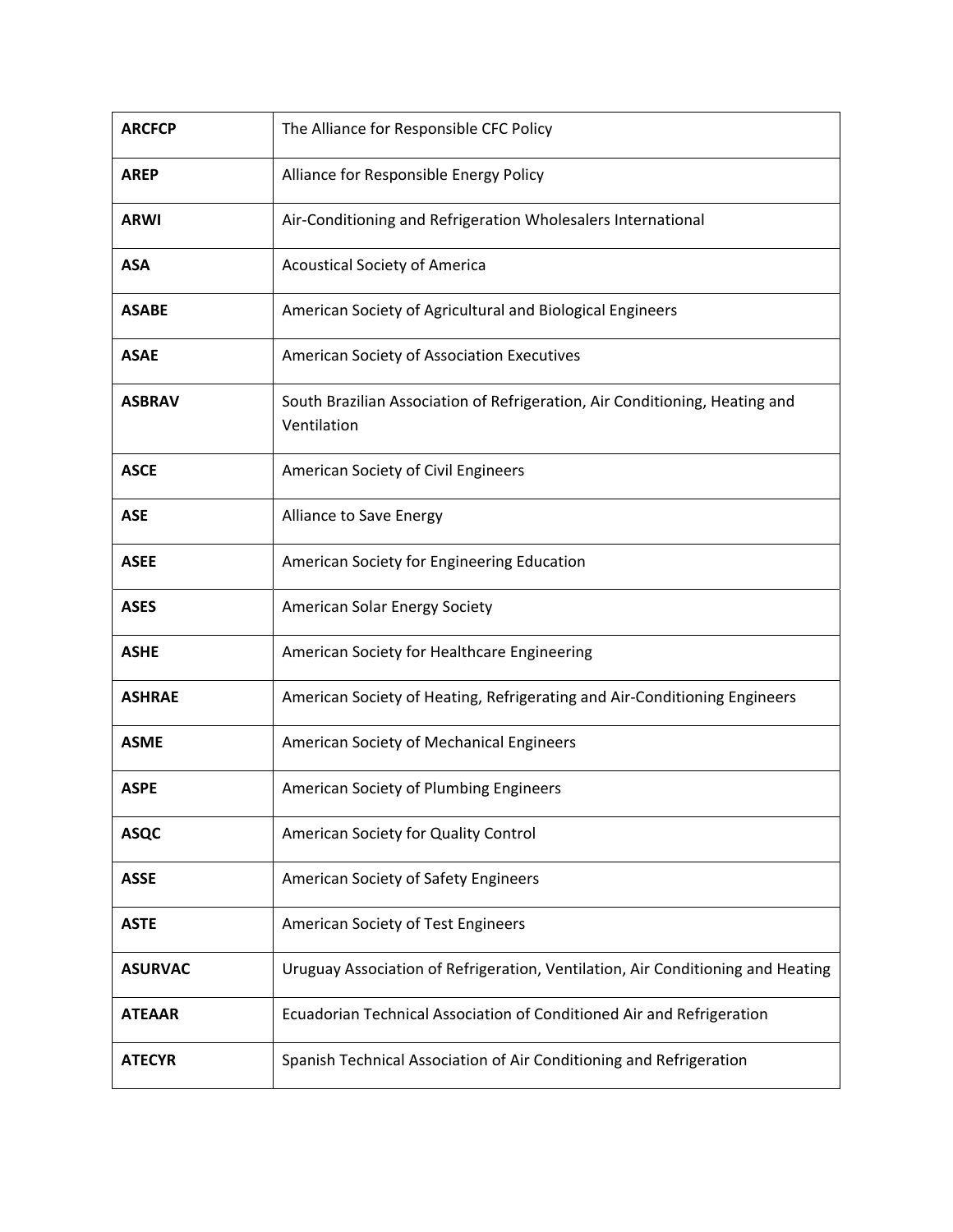| **ARCFCP** | The Alliance for Responsible CFC Policy |
|---|---|
| **AREP** | Alliance for Responsible Energy Policy |
| **ARWI** | Air-Conditioning and Refrigeration Wholesalers International |
| **ASA** | Acoustical Society of America |
| **ASABE** | American Society of Agricultural and Biological Engineers |
| **ASAE** | American Society of Association Executives |
| **ASBRAV** | South Brazilian Association of Refrigeration, Air Conditioning, Heating and Ventilation |
| **ASCE** | American Society of Civil Engineers |
| **ASE** | Alliance to Save Energy |
| **ASEE** | American Society for Engineering Education |
| **ASES** | American Solar Energy Society |
| **ASHE** | American Society for Healthcare Engineering |
| **ASHRAE** | American Society of Heating, Refrigerating and Air-Conditioning Engineers |
| **ASME** | American Society of Mechanical Engineers |
| **ASPE** | American Society of Plumbing Engineers |
| **ASQC** | American Society for Quality Control |
| **ASSE** | American Society of Safety Engineers |
| **ASTE** | American Society of Test Engineers |
| **ASURVAC** | Uruguay Association of Refrigeration, Ventilation, Air Conditioning and Heating |
| **ATEAAR** | Ecuadorian Technical Association of Conditioned Air and Refrigeration |
| **ATECYR** | Spanish Technical Association of Air Conditioning and Refrigeration |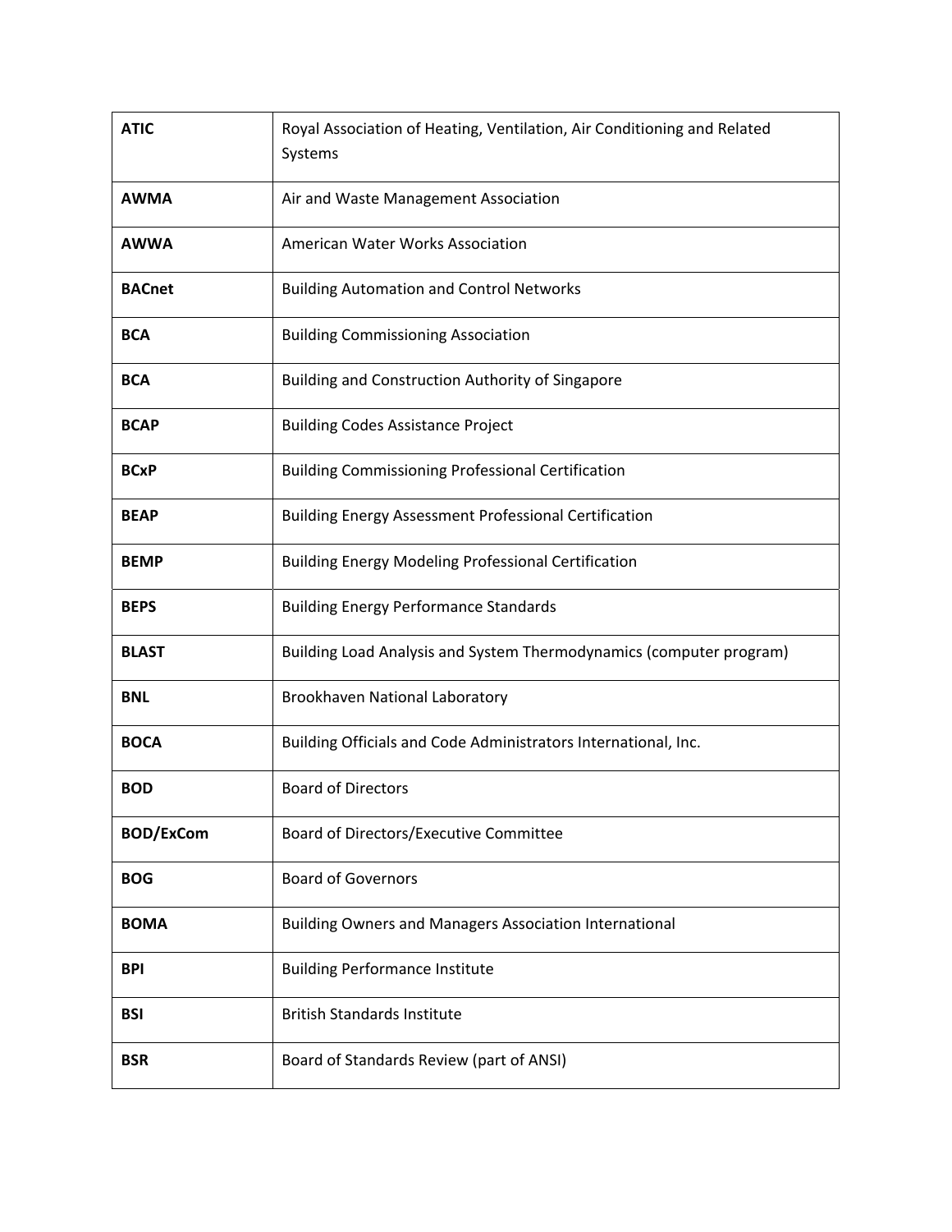| | |
|---|---|
| **ATIC** | Royal Association of Heating, Ventilation, Air Conditioning and Related Systems |
| **AWMA** | Air and Waste Management Association |
| **AWWA** | American Water Works Association |
| **BACnet** | Building Automation and Control Networks |
| **BCA** | Building Commissioning Association |
| **BCA** | Building and Construction Authority of Singapore |
| **BCAP** | Building Codes Assistance Project |
| **BCxP** | Building Commissioning Professional Certification |
| **BEAP** | Building Energy Assessment Professional Certification |
| **BEMP** | Building Energy Modeling Professional Certification |
| **BEPS** | Building Energy Performance Standards |
| **BLAST** | Building Load Analysis and System Thermodynamics (computer program) |
| **BNL** | Brookhaven National Laboratory |
| **BOCA** | Building Officials and Code Administrators International, Inc. |
| **BOD** | Board of Directors |
| **BOD/ExCom** | Board of Directors/Executive Committee |
| **BOG** | Board of Governors |
| **BOMA** | Building Owners and Managers Association International |
| **BPI** | Building Performance Institute |
| **BSI** | British Standards Institute |
| **BSR** | Board of Standards Review (part of ANSI) |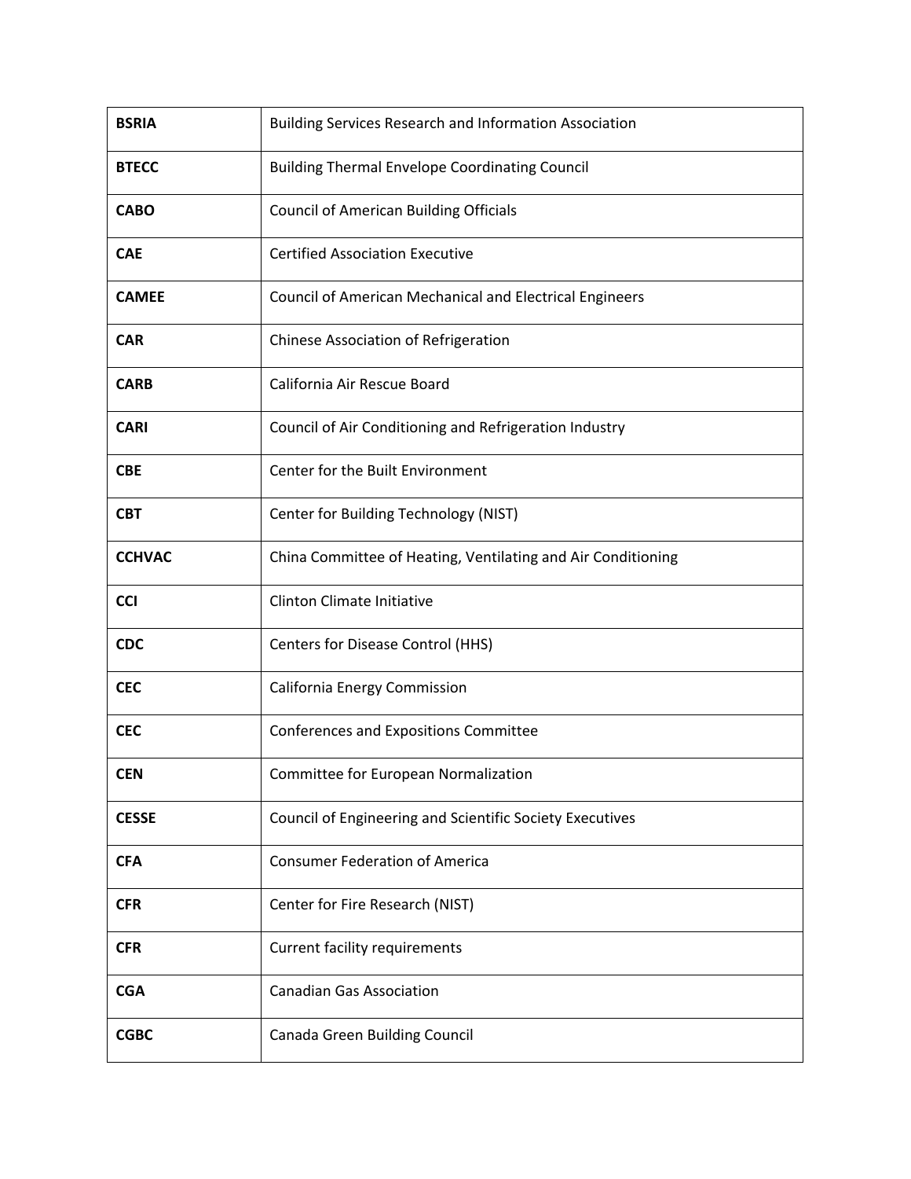| | |
|---|---|
| **BSRIA** | Building Services Research and Information Association |
| **BTECC** | Building Thermal Envelope Coordinating Council |
| **CABO** | Council of American Building Officials |
| **CAE** | Certified Association Executive |
| **CAMEE** | Council of American Mechanical and Electrical Engineers |
| **CAR** | Chinese Association of Refrigeration |
| **CARB** | California Air Rescue Board |
| **CARI** | Council of Air Conditioning and Refrigeration Industry |
| **CBE** | Center for the Built Environment |
| **CBT** | Center for Building Technology (NIST) |
| **CCHVAC** | China Committee of Heating, Ventilating and Air Conditioning |
| **CCI** | Clinton Climate Initiative |
| **CDC** | Centers for Disease Control (HHS) |
| **CEC** | California Energy Commission |
| **CEC** | Conferences and Expositions Committee |
| **CEN** | Committee for European Normalization |
| **CESSE** | Council of Engineering and Scientific Society Executives |
| **CFA** | Consumer Federation of America |
| **CFR** | Center for Fire Research (NIST) |
| **CFR** | Current facility requirements |
| **CGA** | Canadian Gas Association |
| **CGBC** | Canada Green Building Council |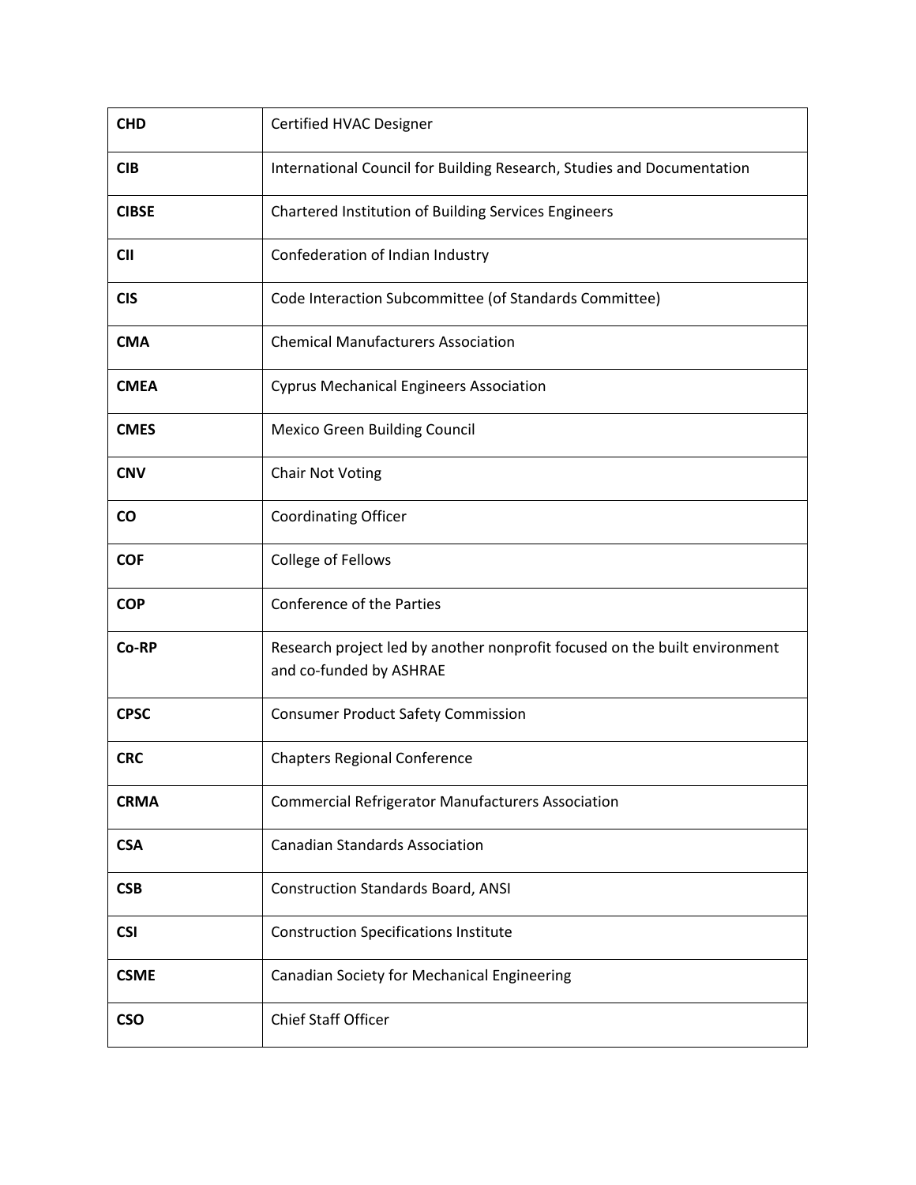| | |
|---|---|
| **CHD** | Certified HVAC Designer |
| **CIB** | International Council for Building Research, Studies and Documentation |
| **CIBSE** | Chartered Institution of Building Services Engineers |
| **CII** | Confederation of Indian Industry |
| **CIS** | Code Interaction Subcommittee (of Standards Committee) |
| **CMA** | Chemical Manufacturers Association |
| **CMEA** | Cyprus Mechanical Engineers Association |
| **CMES** | Mexico Green Building Council |
| **CNV** | Chair Not Voting |
| **CO** | Coordinating Officer |
| **COF** | College of Fellows |
| **COP** | Conference of the Parties |
| **Co-RP** | Research project led by another nonprofit focused on the built environment and co-funded by ASHRAE |
| **CPSC** | Consumer Product Safety Commission |
| **CRC** | Chapters Regional Conference |
| **CRMA** | Commercial Refrigerator Manufacturers Association |
| **CSA** | Canadian Standards Association |
| **CSB** | Construction Standards Board, ANSI |
| **CSI** | Construction Specifications Institute |
| **CSME** | Canadian Society for Mechanical Engineering |
| **CSO** | Chief Staff Officer |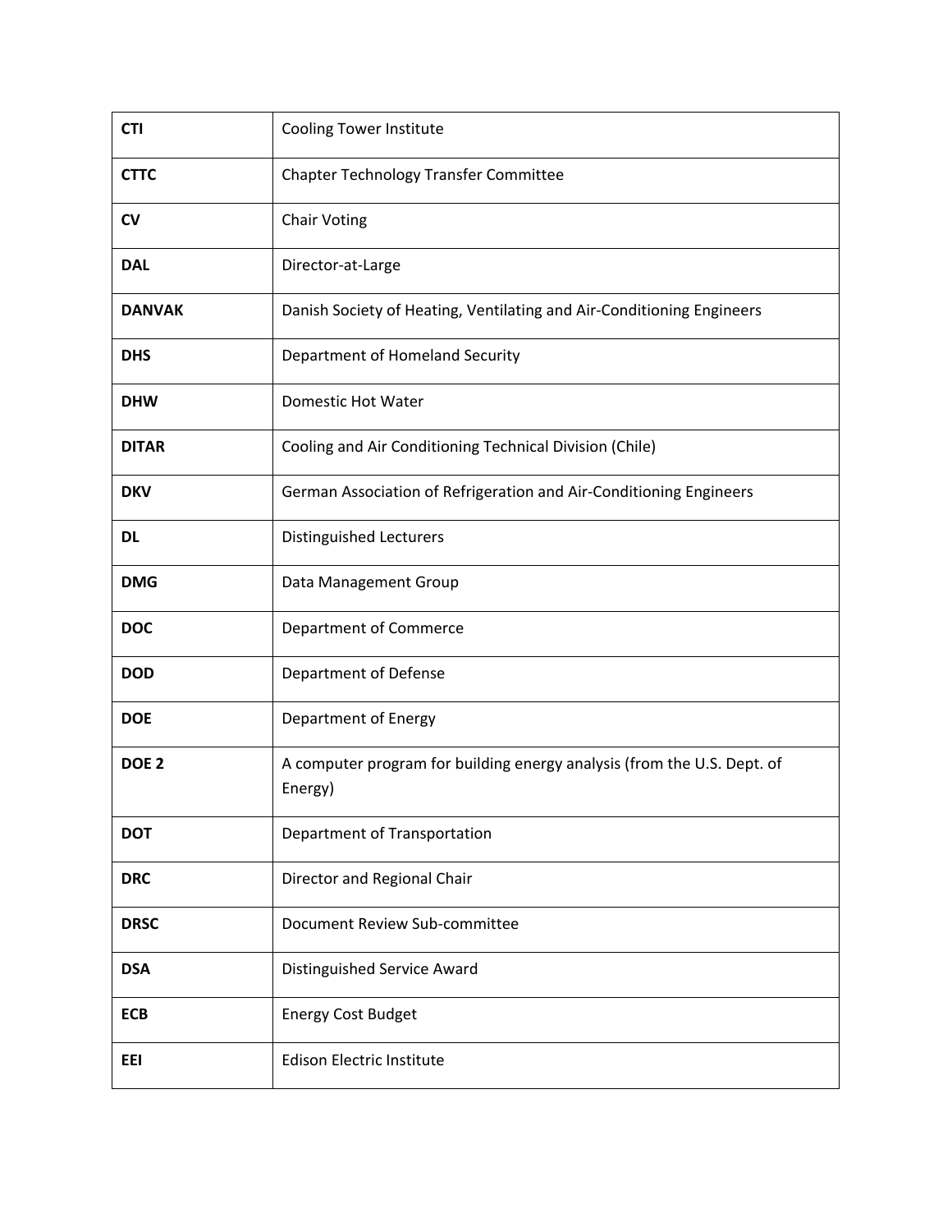| | |
|---|---|
| **CTI** | Cooling Tower Institute |
| **CTTC** | Chapter Technology Transfer Committee |
| **CV** | Chair Voting |
| **DAL** | Director-at-Large |
| **DANVAK** | Danish Society of Heating, Ventilating and Air-Conditioning Engineers |
| **DHS** | Department of Homeland Security |
| **DHW** | Domestic Hot Water |
| **DITAR** | Cooling and Air Conditioning Technical Division (Chile) |
| **DKV** | German Association of Refrigeration and Air-Conditioning Engineers |
| **DL** | Distinguished Lecturers |
| **DMG** | Data Management Group |
| **DOC** | Department of Commerce |
| **DOD** | Department of Defense |
| **DOE** | Department of Energy |
| **DOE 2** | A computer program for building energy analysis (from the U.S. Dept. of Energy) |
| **DOT** | Department of Transportation |
| **DRC** | Director and Regional Chair |
| **DRSC** | Document Review Sub-committee |
| **DSA** | Distinguished Service Award |
| **ECB** | Energy Cost Budget |
| **EEI** | Edison Electric Institute |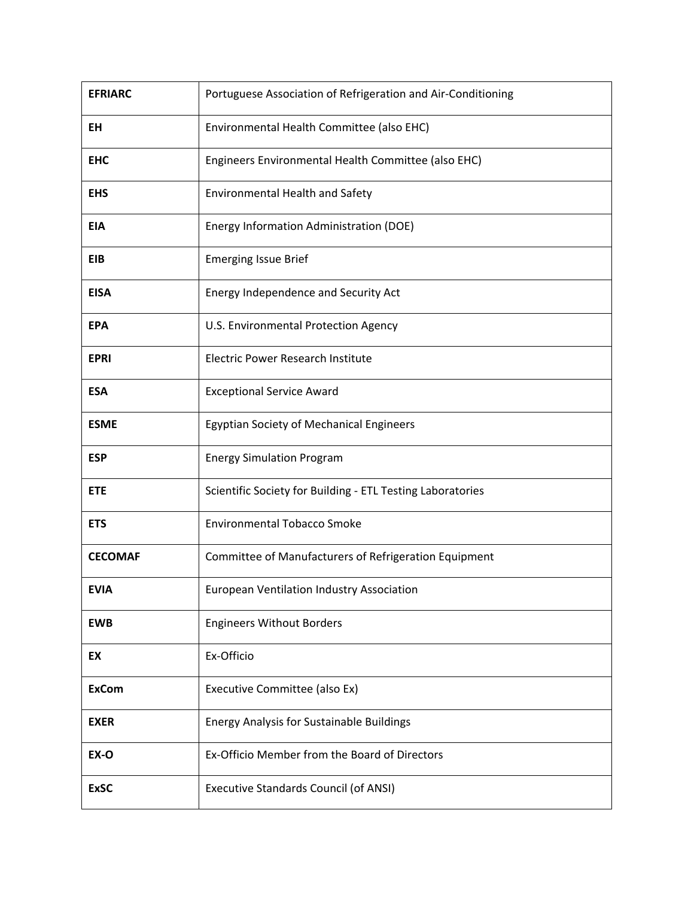| **EFRIARC** | Portuguese Association of Refrigeration and Air-Conditioning |
|---|---|
| **EH** | Environmental Health Committee (also EHC) |
| **EHC** | Engineers Environmental Health Committee (also EHC) |
| **EHS** | Environmental Health and Safety |
| **EIA** | Energy Information Administration (DOE) |
| **EIB** | Emerging Issue Brief |
| **EISA** | Energy Independence and Security Act |
| **EPA** | U.S. Environmental Protection Agency |
| **EPRI** | Electric Power Research Institute |
| **ESA** | Exceptional Service Award |
| **ESME** | Egyptian Society of Mechanical Engineers |
| **ESP** | Energy Simulation Program |
| **ETE** | Scientific Society for Building - ETL Testing Laboratories |
| **ETS** | Environmental Tobacco Smoke |
| **CECOMAF** | Committee of Manufacturers of Refrigeration Equipment |
| **EVIA** | European Ventilation Industry Association |
| **EWB** | Engineers Without Borders |
| **EX** | Ex-Officio |
| **ExCom** | Executive Committee (also Ex) |
| **EXER** | Energy Analysis for Sustainable Buildings |
| **EX-O** | Ex-Officio Member from the Board of Directors |
| **ExSC** | Executive Standards Council (of ANSI) |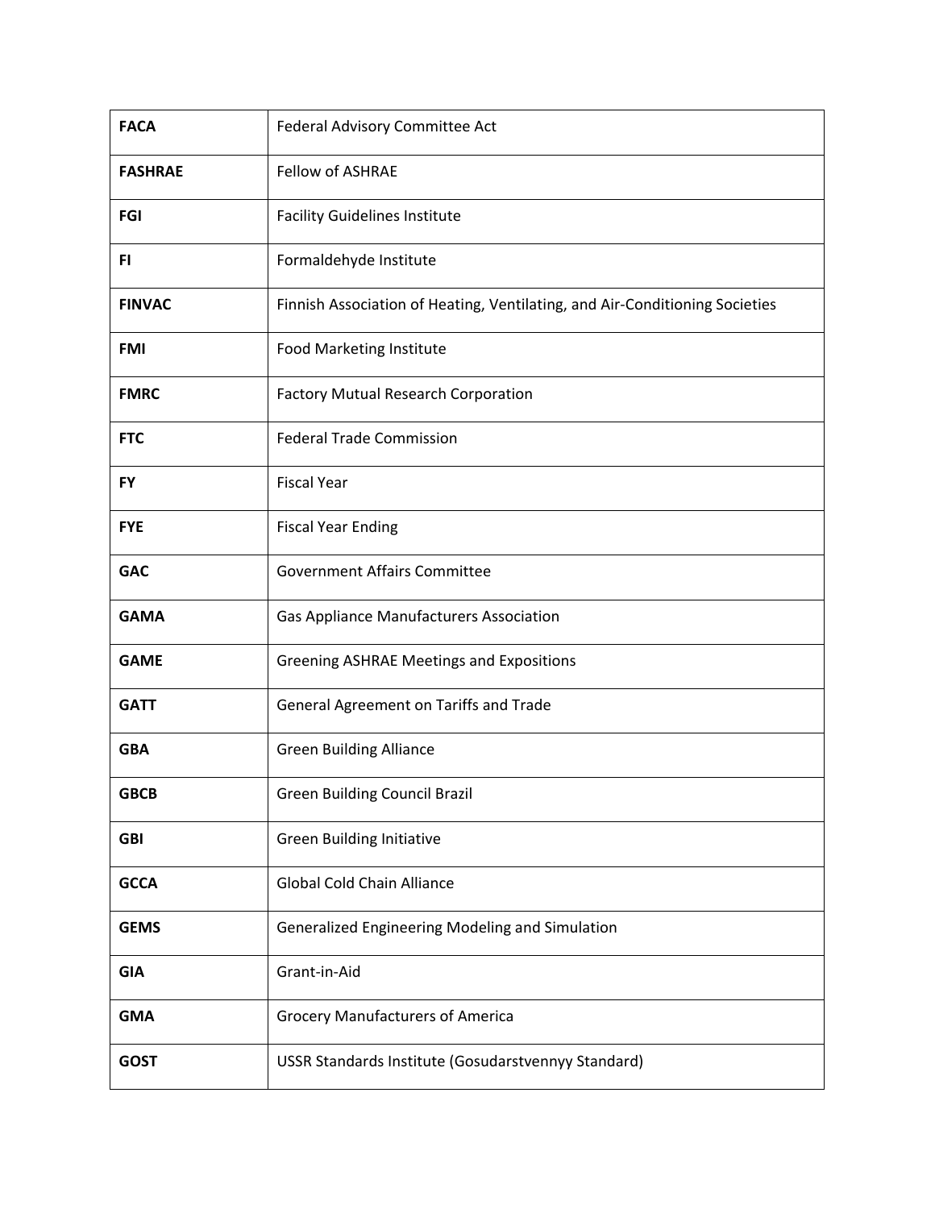| | |
|---|---|
| **FACA** | Federal Advisory Committee Act |
| **FASHRAE** | Fellow of ASHRAE |
| **FGI** | Facility Guidelines Institute |
| **FI** | Formaldehyde Institute |
| **FINVAC** | Finnish Association of Heating, Ventilating, and Air-Conditioning Societies |
| **FMI** | Food Marketing Institute |
| **FMRC** | Factory Mutual Research Corporation |
| **FTC** | Federal Trade Commission |
| **FY** | Fiscal Year |
| **FYE** | Fiscal Year Ending |
| **GAC** | Government Affairs Committee |
| **GAMA** | Gas Appliance Manufacturers Association |
| **GAME** | Greening ASHRAE Meetings and Expositions |
| **GATT** | General Agreement on Tariffs and Trade |
| **GBA** | Green Building Alliance |
| **GBCB** | Green Building Council Brazil |
| **GBI** | Green Building Initiative |
| **GCCA** | Global Cold Chain Alliance |
| **GEMS** | Generalized Engineering Modeling and Simulation |
| **GIA** | Grant-in-Aid |
| **GMA** | Grocery Manufacturers of America |
| **GOST** | USSR Standards Institute (Gosudarstvennyy Standard) |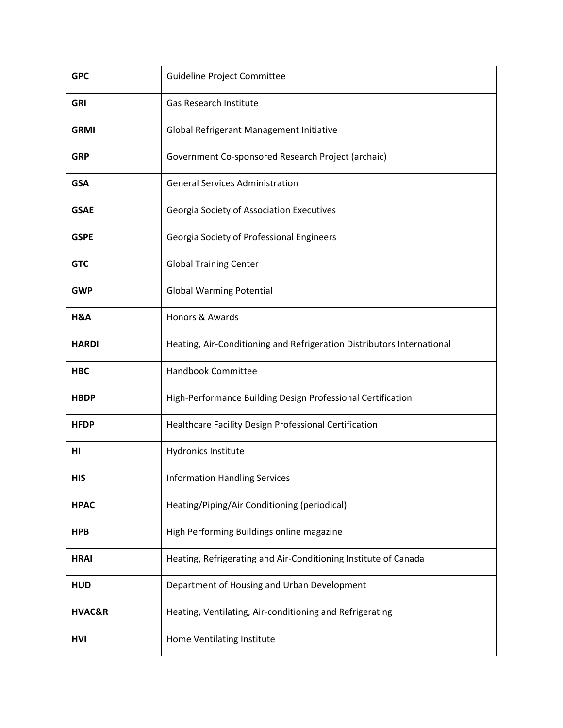| | |
|---|---|
| **GPC** | Guideline Project Committee |
| **GRI** | Gas Research Institute |
| **GRMI** | Global Refrigerant Management Initiative |
| **GRP** | Government Co-sponsored Research Project (archaic) |
| **GSA** | General Services Administration |
| **GSAE** | Georgia Society of Association Executives |
| **GSPE** | Georgia Society of Professional Engineers |
| **GTC** | Global Training Center |
| **GWP** | Global Warming Potential |
| **H&A** | Honors & Awards |
| **HARDI** | Heating, Air-Conditioning and Refrigeration Distributors International |
| **HBC** | Handbook Committee |
| **HBDP** | High-Performance Building Design Professional Certification |
| **HFDP** | Healthcare Facility Design Professional Certification |
| **HI** | Hydronics Institute |
| **HIS** | Information Handling Services |
| **HPAC** | Heating/Piping/Air Conditioning (periodical) |
| **HPB** | High Performing Buildings online magazine |
| **HRAI** | Heating, Refrigerating and Air-Conditioning Institute of Canada |
| **HUD** | Department of Housing and Urban Development |
| **HVAC&R** | Heating, Ventilating, Air-conditioning and Refrigerating |
| **HVI** | Home Ventilating Institute |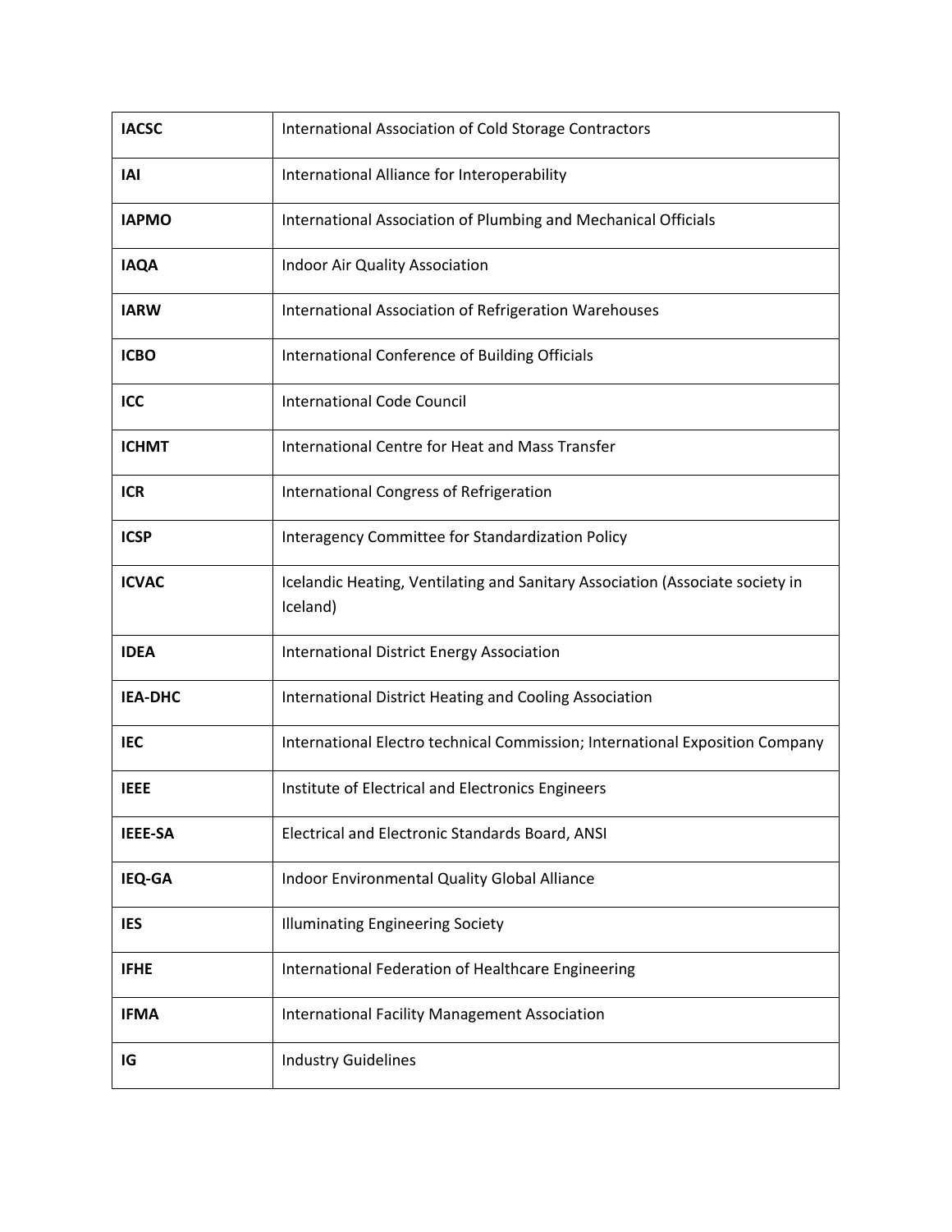| | |
|---|---|
| **IACSC** | International Association of Cold Storage Contractors |
| **IAI** | International Alliance for Interoperability |
| **IAPMO** | International Association of Plumbing and Mechanical Officials |
| **IAQA** | Indoor Air Quality Association |
| **IARW** | International Association of Refrigeration Warehouses |
| **ICBO** | International Conference of Building Officials |
| **ICC** | International Code Council |
| **ICHMT** | International Centre for Heat and Mass Transfer |
| **ICR** | International Congress of Refrigeration |
| **ICSP** | Interagency Committee for Standardization Policy |
| **ICVAC** | Icelandic Heating, Ventilating and Sanitary Association (Associate society in Iceland) |
| **IDEA** | International District Energy Association |
| **IEA-DHC** | International District Heating and Cooling Association |
| **IEC** | International Electro technical Commission; International Exposition Company |
| **IEEE** | Institute of Electrical and Electronics Engineers |
| **IEEE-SA** | Electrical and Electronic Standards Board, ANSI |
| **IEQ-GA** | Indoor Environmental Quality Global Alliance |
| **IES** | Illuminating Engineering Society |
| **IFHE** | International Federation of Healthcare Engineering |
| **IFMA** | International Facility Management Association |
| **IG** | Industry Guidelines |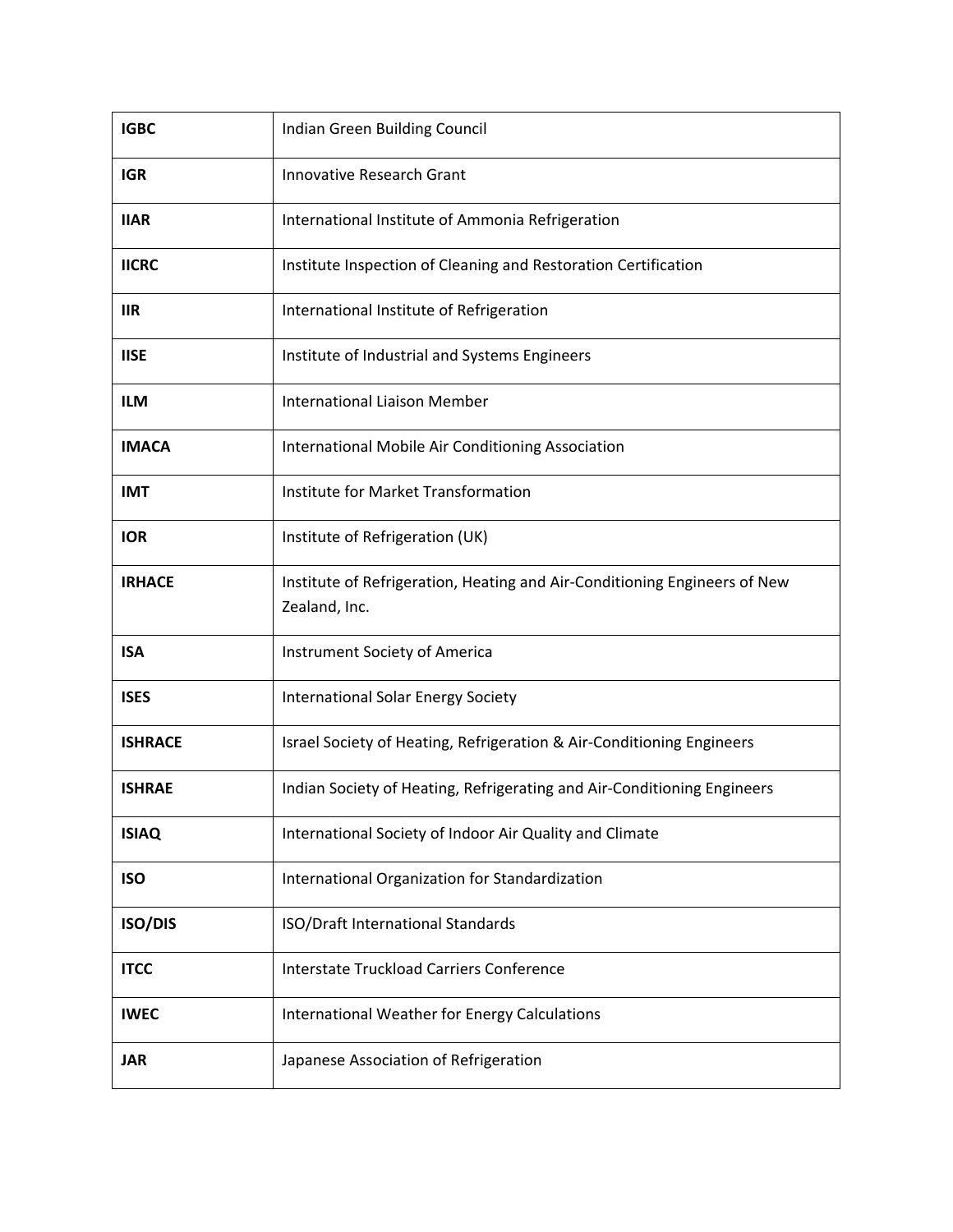| | |
|---|---|
| **IGBC** | Indian Green Building Council |
| **IGR** | Innovative Research Grant |
| **IIAR** | International Institute of Ammonia Refrigeration |
| **IICRC** | Institute Inspection of Cleaning and Restoration Certification |
| **IIR** | International Institute of Refrigeration |
| **IISE** | Institute of Industrial and Systems Engineers |
| **ILM** | International Liaison Member |
| **IMACA** | International Mobile Air Conditioning Association |
| **IMT** | Institute for Market Transformation |
| **IOR** | Institute of Refrigeration (UK) |
| **IRHACE** | Institute of Refrigeration, Heating and Air-Conditioning Engineers of New Zealand, Inc. |
| **ISA** | Instrument Society of America |
| **ISES** | International Solar Energy Society |
| **ISHRACE** | Israel Society of Heating, Refrigeration & Air-Conditioning Engineers |
| **ISHRAE** | Indian Society of Heating, Refrigerating and Air-Conditioning Engineers |
| **ISIAQ** | International Society of Indoor Air Quality and Climate |
| **ISO** | International Organization for Standardization |
| **ISO/DIS** | ISO/Draft International Standards |
| **ITCC** | Interstate Truckload Carriers Conference |
| **IWEC** | International Weather for Energy Calculations |
| **JAR** | Japanese Association of Refrigeration |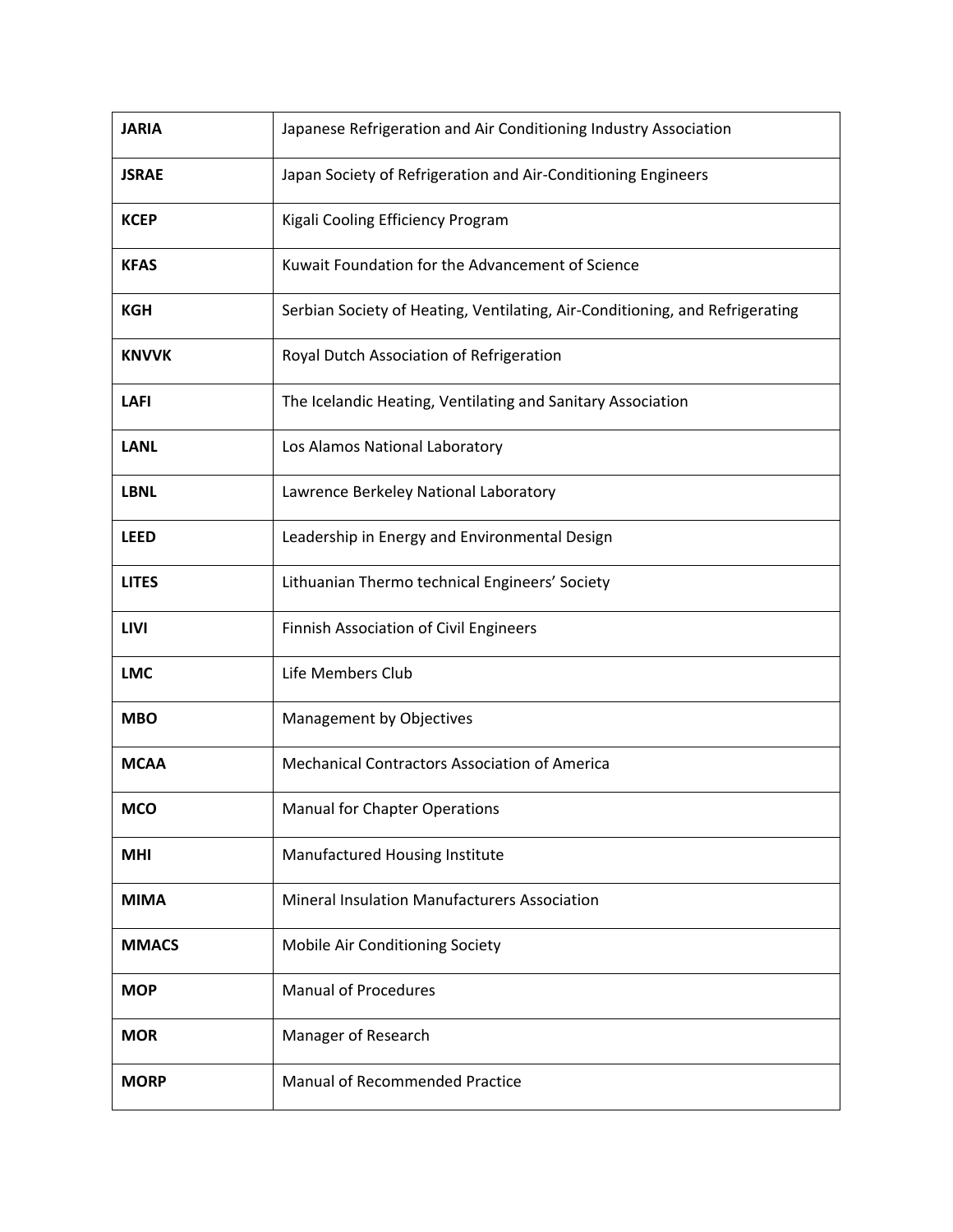| | |
|---|---|
| **JARIA** | Japanese Refrigeration and Air Conditioning Industry Association |
| **JSRAE** | Japan Society of Refrigeration and Air-Conditioning Engineers |
| **KCEP** | Kigali Cooling Efficiency Program |
| **KFAS** | Kuwait Foundation for the Advancement of Science |
| **KGH** | Serbian Society of Heating, Ventilating, Air-Conditioning, and Refrigerating |
| **KNVVK** | Royal Dutch Association of Refrigeration |
| **LAFI** | The Icelandic Heating, Ventilating and Sanitary Association |
| **LANL** | Los Alamos National Laboratory |
| **LBNL** | Lawrence Berkeley National Laboratory |
| **LEED** | Leadership in Energy and Environmental Design |
| **LITES** | Lithuanian Thermo technical Engineers' Society |
| **LIVI** | Finnish Association of Civil Engineers |
| **LMC** | Life Members Club |
| **MBO** | Management by Objectives |
| **MCAA** | Mechanical Contractors Association of America |
| **MCO** | Manual for Chapter Operations |
| **MHI** | Manufactured Housing Institute |
| **MIMA** | Mineral Insulation Manufacturers Association |
| **MMACS** | Mobile Air Conditioning Society |
| **MOP** | Manual of Procedures |
| **MOR** | Manager of Research |
| **MORP** | Manual of Recommended Practice |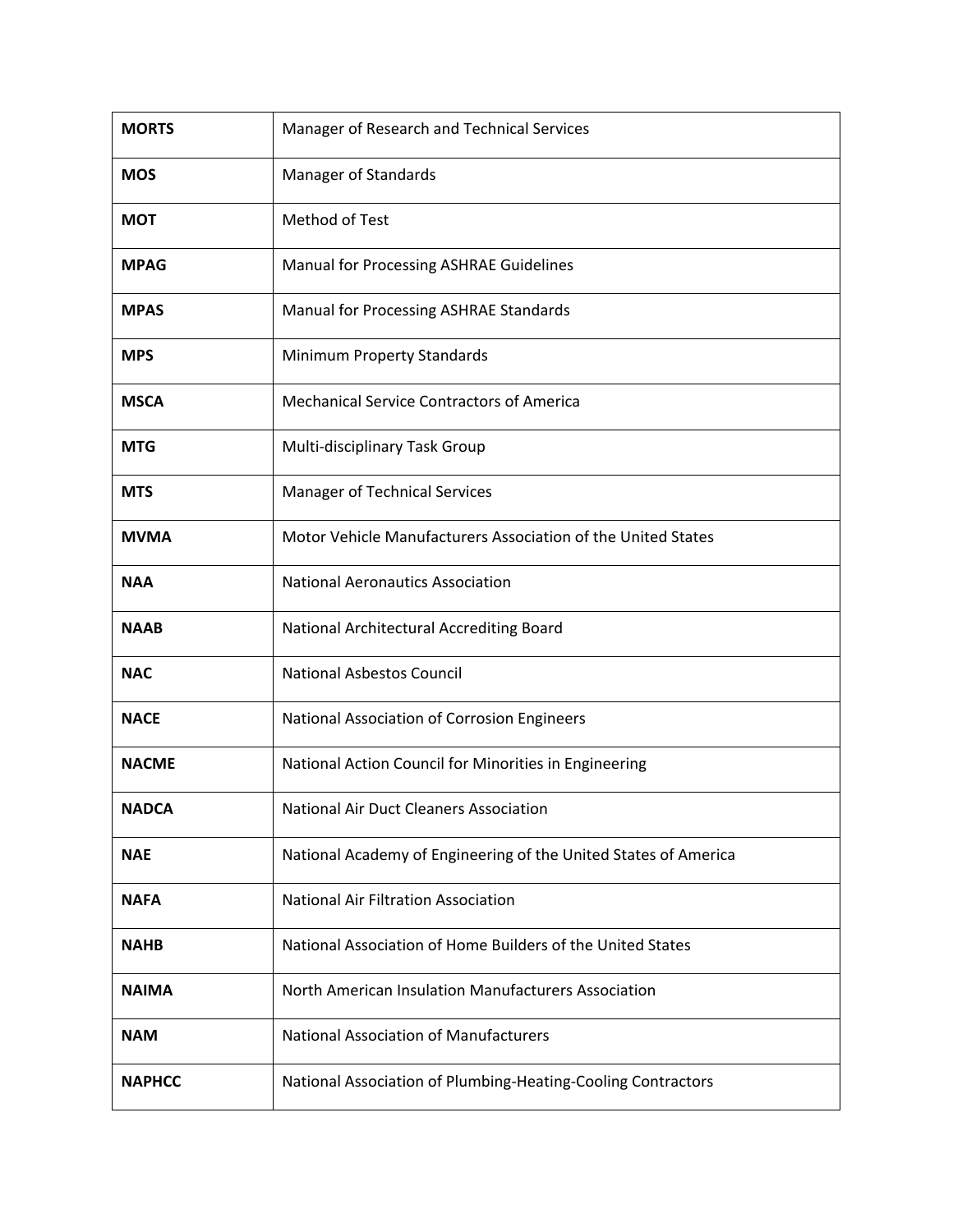| | |
|---|---|
| **MORTS** | Manager of Research and Technical Services |
| **MOS** | Manager of Standards |
| **MOT** | Method of Test |
| **MPAG** | Manual for Processing ASHRAE Guidelines |
| **MPAS** | Manual for Processing ASHRAE Standards |
| **MPS** | Minimum Property Standards |
| **MSCA** | Mechanical Service Contractors of America |
| **MTG** | Multi-disciplinary Task Group |
| **MTS** | Manager of Technical Services |
| **MVMA** | Motor Vehicle Manufacturers Association of the United States |
| **NAA** | National Aeronautics Association |
| **NAAB** | National Architectural Accrediting Board |
| **NAC** | National Asbestos Council |
| **NACE** | National Association of Corrosion Engineers |
| **NACME** | National Action Council for Minorities in Engineering |
| **NADCA** | National Air Duct Cleaners Association |
| **NAE** | National Academy of Engineering of the United States of America |
| **NAFA** | National Air Filtration Association |
| **NAHB** | National Association of Home Builders of the United States |
| **NAIMA** | North American Insulation Manufacturers Association |
| **NAM** | National Association of Manufacturers |
| **NAPHCC** | National Association of Plumbing-Heating-Cooling Contractors |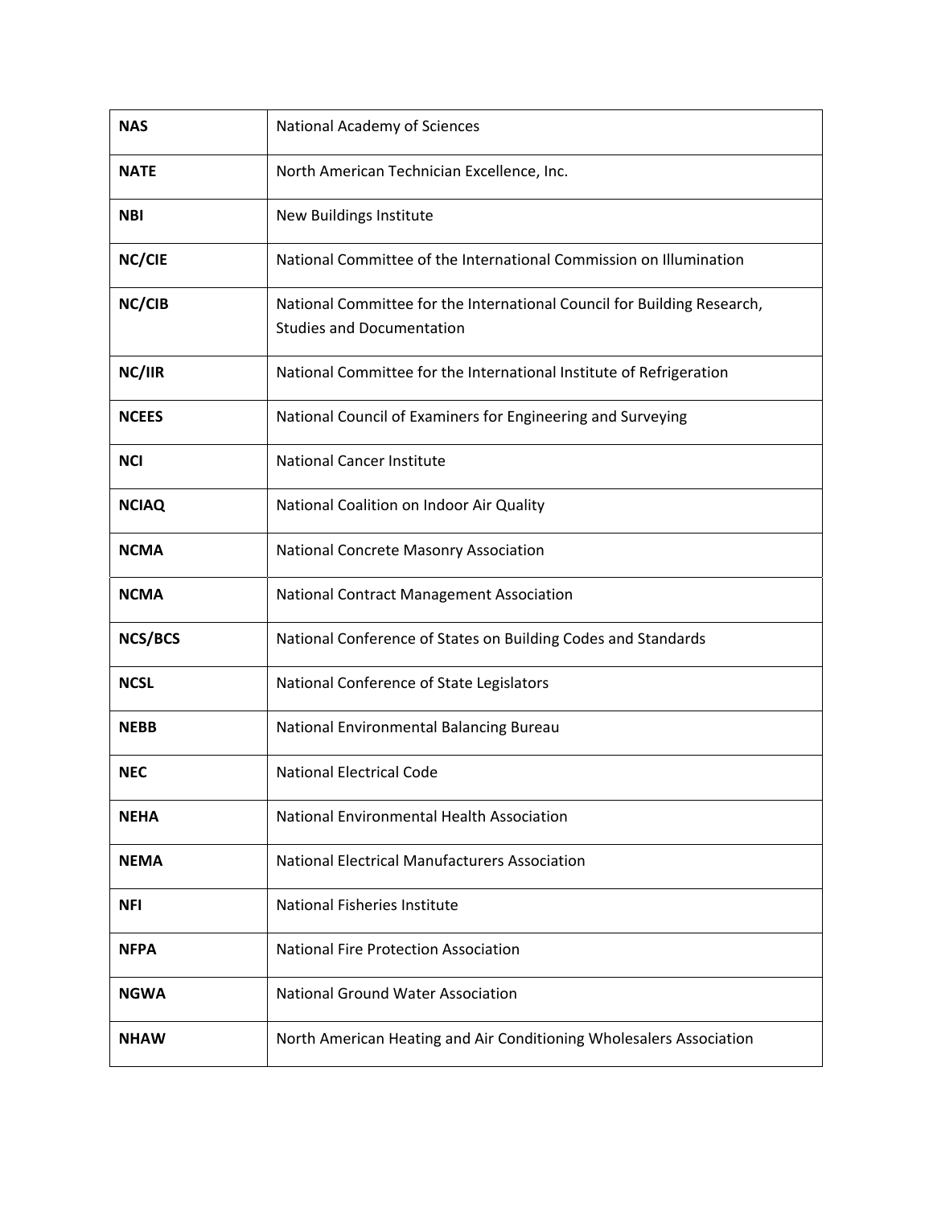| | |
|---|---|
| **NAS** | National Academy of Sciences |
| **NATE** | North American Technician Excellence, Inc. |
| **NBI** | New Buildings Institute |
| **NC/CIE** | National Committee of the International Commission on Illumination |
| **NC/CIB** | National Committee for the International Council for Building Research, Studies and Documentation |
| **NC/IIR** | National Committee for the International Institute of Refrigeration |
| **NCEES** | National Council of Examiners for Engineering and Surveying |
| **NCI** | National Cancer Institute |
| **NCIAQ** | National Coalition on Indoor Air Quality |
| **NCMA** | National Concrete Masonry Association |
| **NCMA** | National Contract Management Association |
| **NCS/BCS** | National Conference of States on Building Codes and Standards |
| **NCSL** | National Conference of State Legislators |
| **NEBB** | National Environmental Balancing Bureau |
| **NEC** | National Electrical Code |
| **NEHA** | National Environmental Health Association |
| **NEMA** | National Electrical Manufacturers Association |
| **NFI** | National Fisheries Institute |
| **NFPA** | National Fire Protection Association |
| **NGWA** | National Ground Water Association |
| **NHAW** | North American Heating and Air Conditioning Wholesalers Association |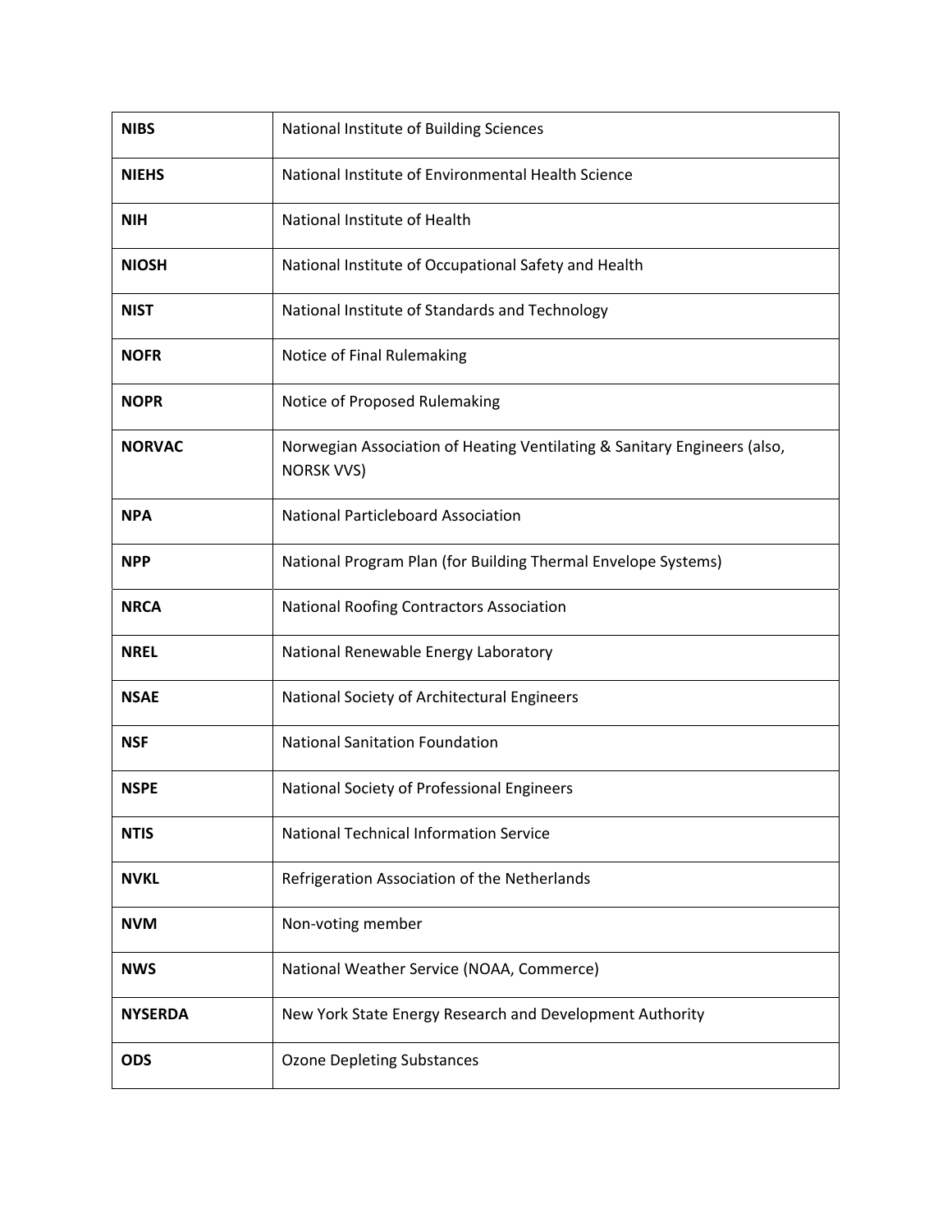| | |
|---|---|
| **NIBS** | National Institute of Building Sciences |
| **NIEHS** | National Institute of Environmental Health Science |
| **NIH** | National Institute of Health |
| **NIOSH** | National Institute of Occupational Safety and Health |
| **NIST** | National Institute of Standards and Technology |
| **NOFR** | Notice of Final Rulemaking |
| **NOPR** | Notice of Proposed Rulemaking |
| **NORVAC** | Norwegian Association of Heating Ventilating & Sanitary Engineers (also, NORSK VVS) |
| **NPA** | National Particleboard Association |
| **NPP** | National Program Plan (for Building Thermal Envelope Systems) |
| **NRCA** | National Roofing Contractors Association |
| **NREL** | National Renewable Energy Laboratory |
| **NSAE** | National Society of Architectural Engineers |
| **NSF** | National Sanitation Foundation |
| **NSPE** | National Society of Professional Engineers |
| **NTIS** | National Technical Information Service |
| **NVKL** | Refrigeration Association of the Netherlands |
| **NVM** | Non-voting member |
| **NWS** | National Weather Service (NOAA, Commerce) |
| **NYSERDA** | New York State Energy Research and Development Authority |
| **ODS** | Ozone Depleting Substances |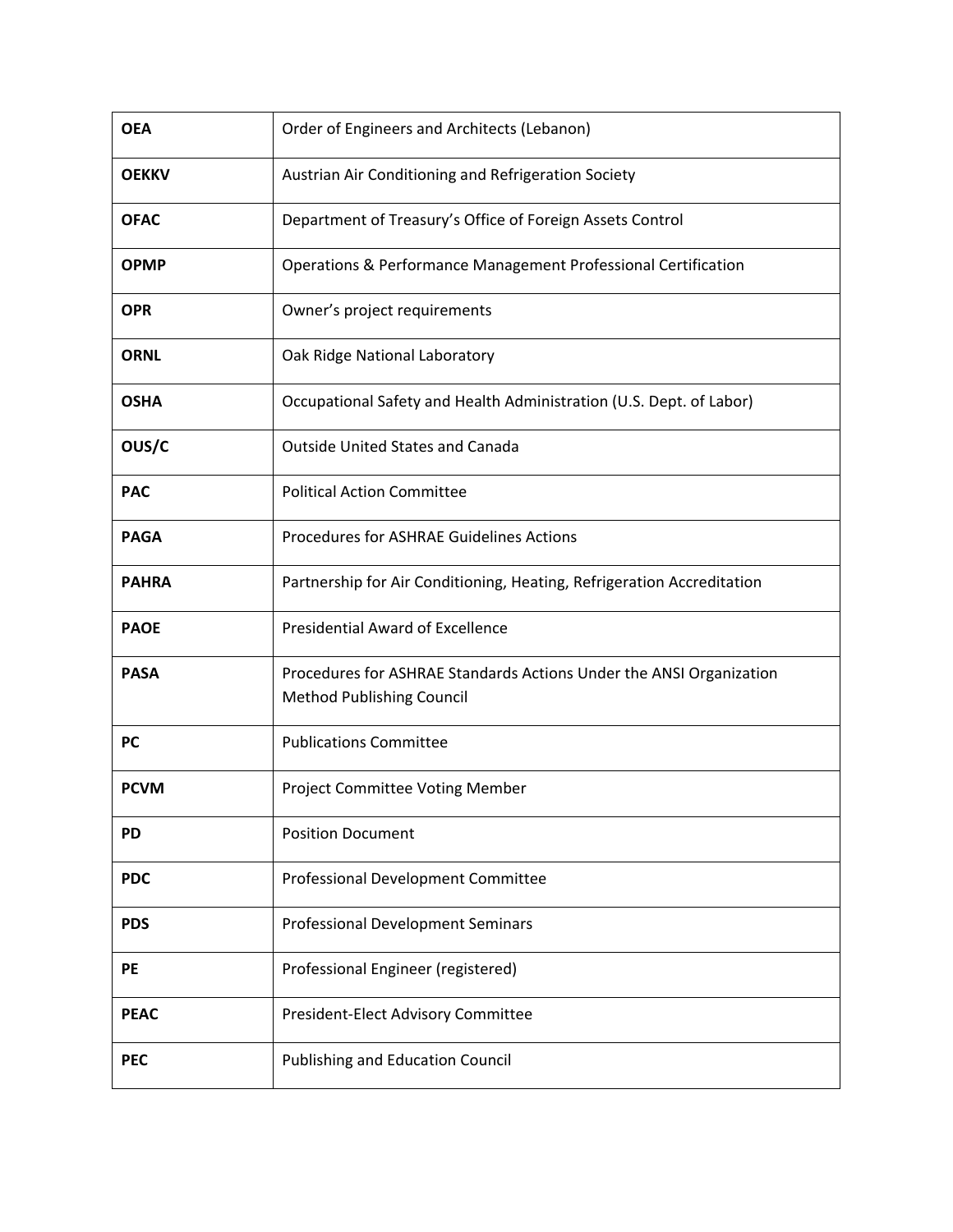| | |
|---|---|
| **OEA** | Order of Engineers and Architects (Lebanon) |
| **OEKKV** | Austrian Air Conditioning and Refrigeration Society |
| **OFAC** | Department of Treasury's Office of Foreign Assets Control |
| **OPMP** | Operations & Performance Management Professional Certification |
| **OPR** | Owner's project requirements |
| **ORNL** | Oak Ridge National Laboratory |
| **OSHA** | Occupational Safety and Health Administration (U.S. Dept. of Labor) |
| **OUS/C** | Outside United States and Canada |
| **PAC** | Political Action Committee |
| **PAGA** | Procedures for ASHRAE Guidelines Actions |
| **PAHRA** | Partnership for Air Conditioning, Heating, Refrigeration Accreditation |
| **PAOE** | Presidential Award of Excellence |
| **PASA** | Procedures for ASHRAE Standards Actions Under the ANSI Organization Method Publishing Council |
| **PC** | Publications Committee |
| **PCVM** | Project Committee Voting Member |
| **PD** | Position Document |
| **PDC** | Professional Development Committee |
| **PDS** | Professional Development Seminars |
| **PE** | Professional Engineer (registered) |
| **PEAC** | President-Elect Advisory Committee |
| **PEC** | Publishing and Education Council |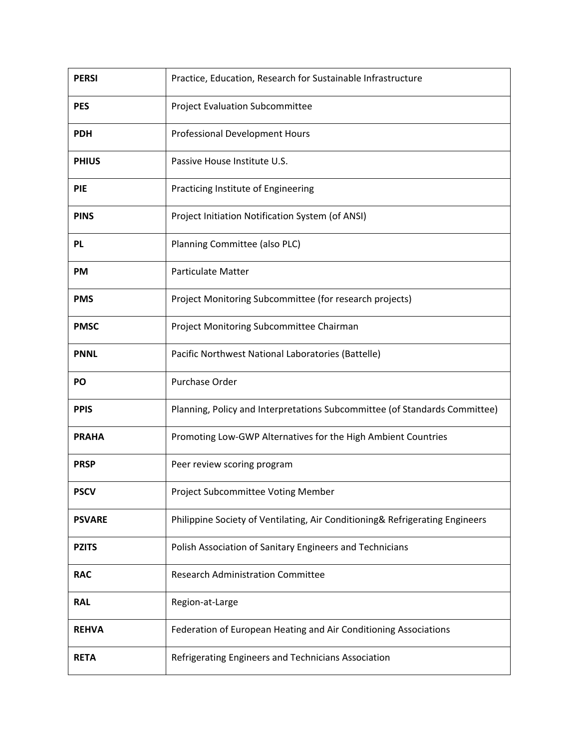| | |
|---|---|
| **PERSI** | Practice, Education, Research for Sustainable Infrastructure |
| **PES** | Project Evaluation Subcommittee |
| **PDH** | Professional Development Hours |
| **PHIUS** | Passive House Institute U.S. |
| **PIE** | Practicing Institute of Engineering |
| **PINS** | Project Initiation Notification System (of ANSI) |
| **PL** | Planning Committee (also PLC) |
| **PM** | Particulate Matter |
| **PMS** | Project Monitoring Subcommittee (for research projects) |
| **PMSC** | Project Monitoring Subcommittee Chairman |
| **PNNL** | Pacific Northwest National Laboratories (Battelle) |
| **PO** | Purchase Order |
| **PPIS** | Planning, Policy and Interpretations Subcommittee (of Standards Committee) |
| **PRAHA** | Promoting Low-GWP Alternatives for the High Ambient Countries |
| **PRSP** | Peer review scoring program |
| **PSCV** | Project Subcommittee Voting Member |
| **PSVARE** | Philippine Society of Ventilating, Air Conditioning& Refrigerating Engineers |
| **PZITS** | Polish Association of Sanitary Engineers and Technicians |
| **RAC** | Research Administration Committee |
| **RAL** | Region-at-Large |
| **REHVA** | Federation of European Heating and Air Conditioning Associations |
| **RETA** | Refrigerating Engineers and Technicians Association |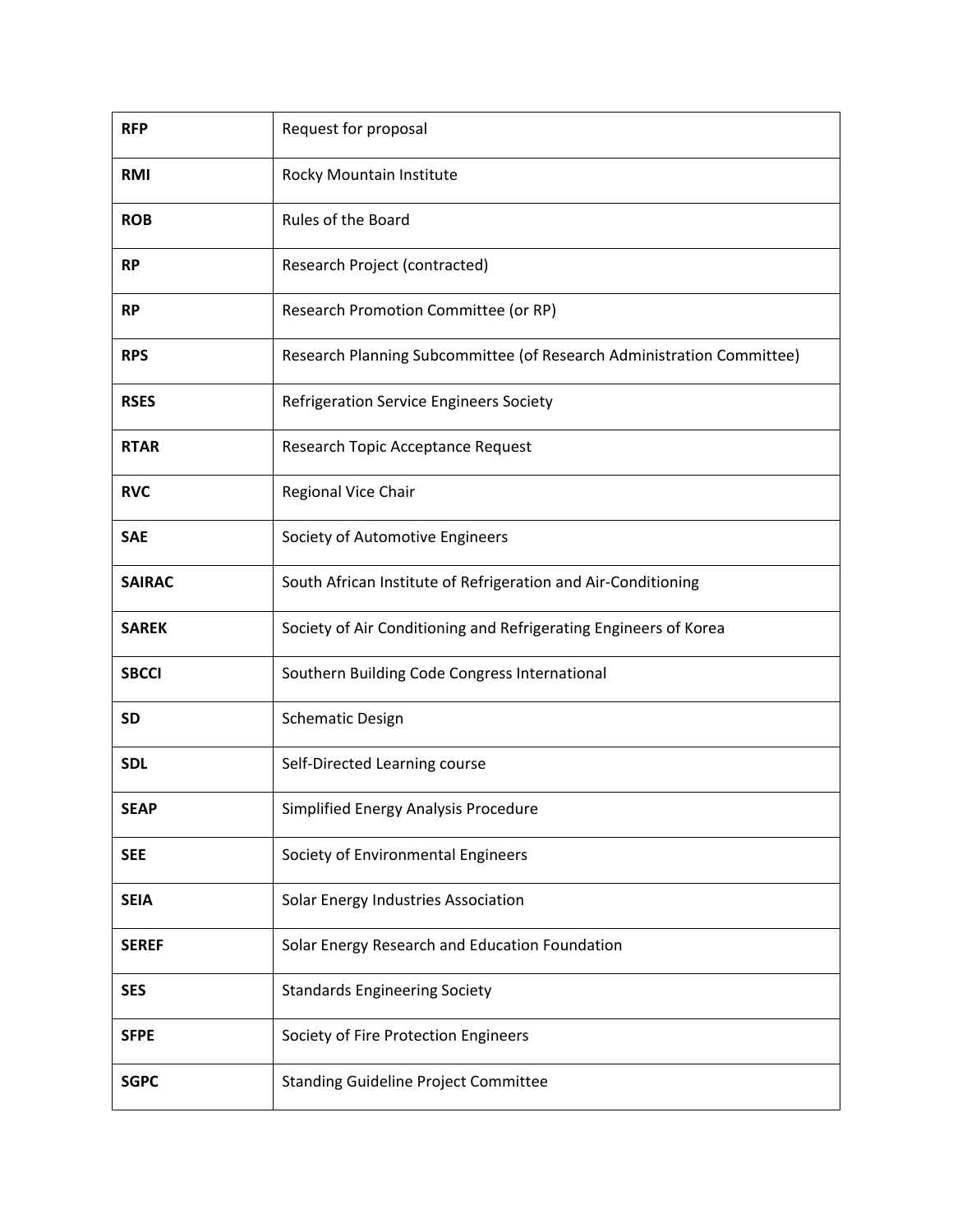| | |
|---|---|
| **RFP** | Request for proposal |
| **RMI** | Rocky Mountain Institute |
| **ROB** | Rules of the Board |
| **RP** | Research Project (contracted) |
| **RP** | Research Promotion Committee (or RP) |
| **RPS** | Research Planning Subcommittee (of Research Administration Committee) |
| **RSES** | Refrigeration Service Engineers Society |
| **RTAR** | Research Topic Acceptance Request |
| **RVC** | Regional Vice Chair |
| **SAE** | Society of Automotive Engineers |
| **SAIRAC** | South African Institute of Refrigeration and Air-Conditioning |
| **SAREK** | Society of Air Conditioning and Refrigerating Engineers of Korea |
| **SBCCI** | Southern Building Code Congress International |
| **SD** | Schematic Design |
| **SDL** | Self-Directed Learning course |
| **SEAP** | Simplified Energy Analysis Procedure |
| **SEE** | Society of Environmental Engineers |
| **SEIA** | Solar Energy Industries Association |
| **SEREF** | Solar Energy Research and Education Foundation |
| **SES** | Standards Engineering Society |
| **SFPE** | Society of Fire Protection Engineers |
| **SGPC** | Standing Guideline Project Committee |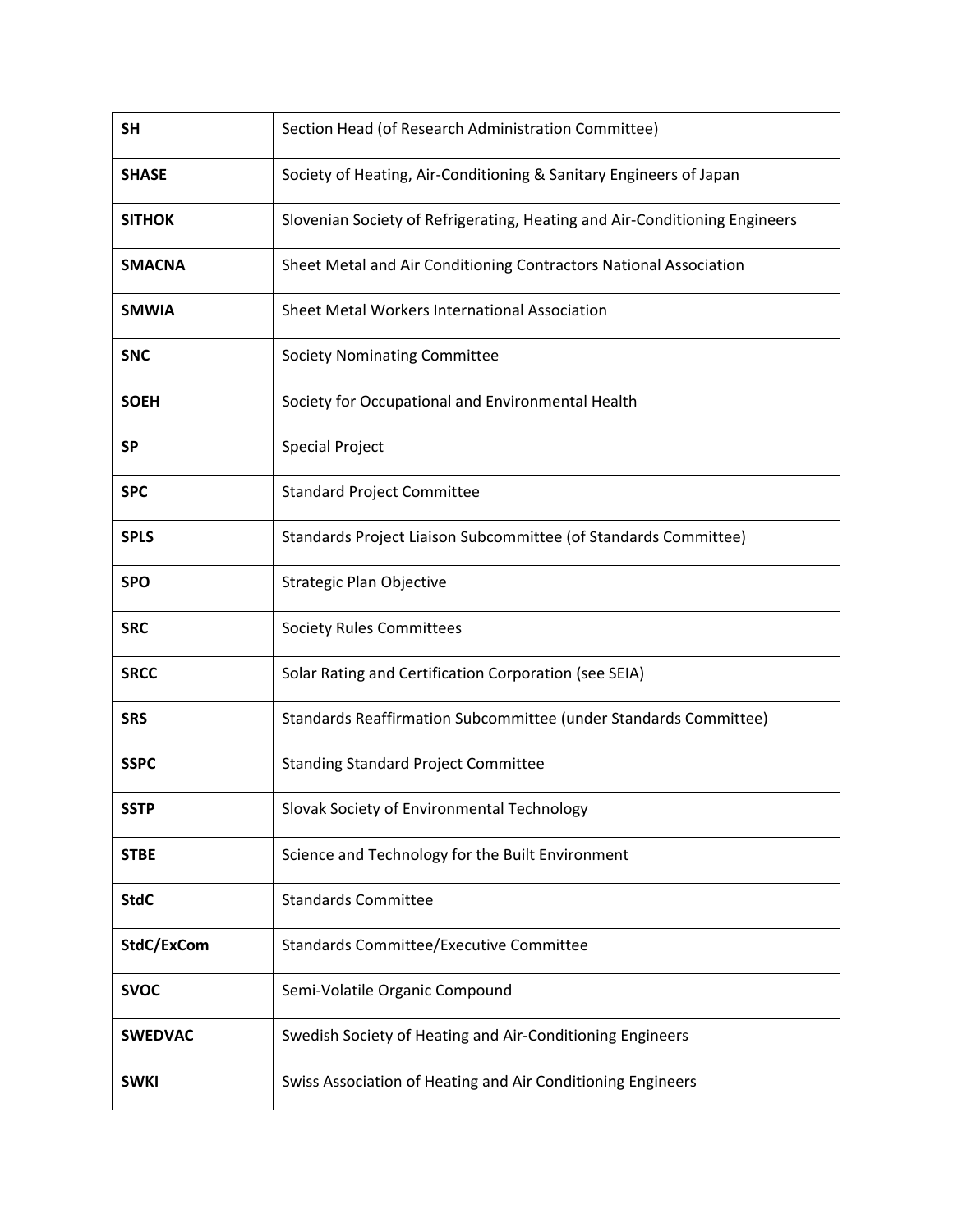| | |
|---|---|
| **SH** | Section Head (of Research Administration Committee) |
| **SHASE** | Society of Heating, Air-Conditioning & Sanitary Engineers of Japan |
| **SITHOK** | Slovenian Society of Refrigerating, Heating and Air-Conditioning Engineers |
| **SMACNA** | Sheet Metal and Air Conditioning Contractors National Association |
| **SMWIA** | Sheet Metal Workers International Association |
| **SNC** | Society Nominating Committee |
| **SOEH** | Society for Occupational and Environmental Health |
| **SP** | Special Project |
| **SPC** | Standard Project Committee |
| **SPLS** | Standards Project Liaison Subcommittee (of Standards Committee) |
| **SPO** | Strategic Plan Objective |
| **SRC** | Society Rules Committees |
| **SRCC** | Solar Rating and Certification Corporation (see SEIA) |
| **SRS** | Standards Reaffirmation Subcommittee (under Standards Committee) |
| **SSPC** | Standing Standard Project Committee |
| **SSTP** | Slovak Society of Environmental Technology |
| **STBE** | Science and Technology for the Built Environment |
| **StdC** | Standards Committee |
| **StdC/ExCom** | Standards Committee/Executive Committee |
| **SVOC** | Semi-Volatile Organic Compound |
| **SWEDVAC** | Swedish Society of Heating and Air-Conditioning Engineers |
| **SWKI** | Swiss Association of Heating and Air Conditioning Engineers |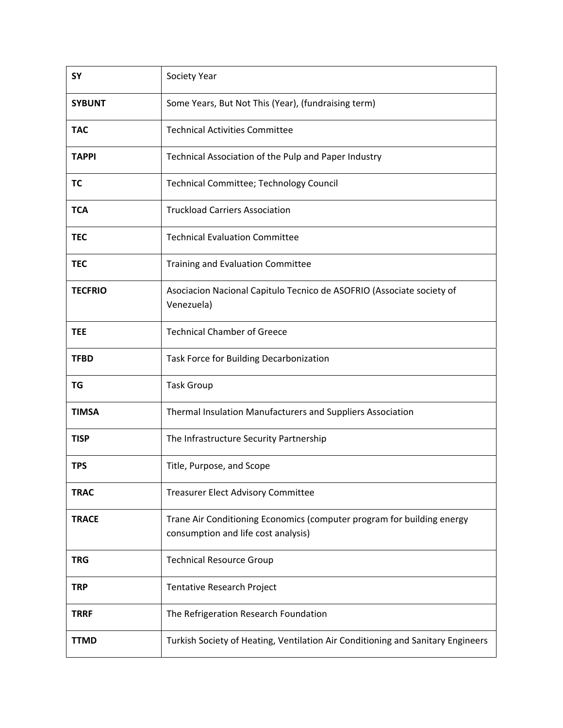| | |
|---|---|
| **SY** | Society Year |
| **SYBUNT** | Some Years, But Not This (Year), (fundraising term) |
| **TAC** | Technical Activities Committee |
| **TAPPI** | Technical Association of the Pulp and Paper Industry |
| **TC** | Technical Committee; Technology Council |
| **TCA** | Truckload Carriers Association |
| **TEC** | Technical Evaluation Committee |
| **TEC** | Training and Evaluation Committee |
| **TECFRIO** | Asociacion Nacional Capitulo Tecnico de ASOFRIO (Associate society of Venezuela) |
| **TEE** | Technical Chamber of Greece |
| **TFBD** | Task Force for Building Decarbonization |
| **TG** | Task Group |
| **TIMSA** | Thermal Insulation Manufacturers and Suppliers Association |
| **TISP** | The Infrastructure Security Partnership |
| **TPS** | Title, Purpose, and Scope |
| **TRAC** | Treasurer Elect Advisory Committee |
| **TRACE** | Trane Air Conditioning Economics (computer program for building energy consumption and life cost analysis) |
| **TRG** | Technical Resource Group |
| **TRP** | Tentative Research Project |
| **TRRF** | The Refrigeration Research Foundation |
| **TTMD** | Turkish Society of Heating, Ventilation Air Conditioning and Sanitary Engineers |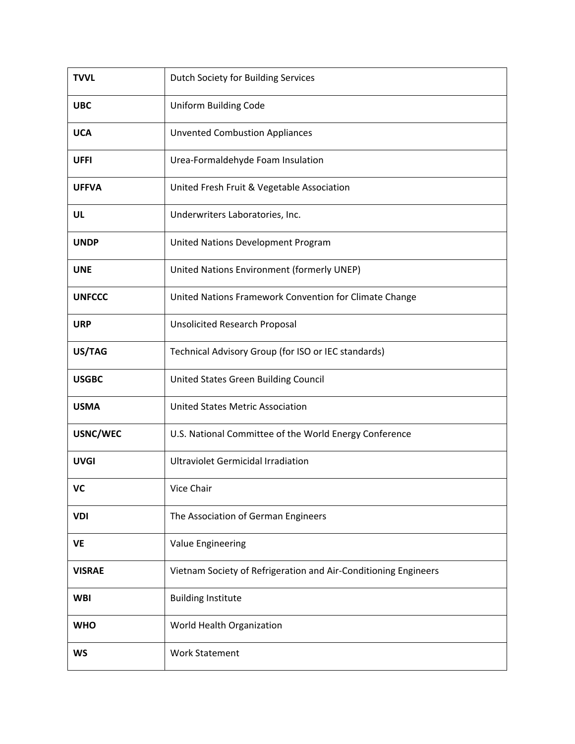| | |
|---|---|
| **TVVL** | Dutch Society for Building Services |
| **UBC** | Uniform Building Code |
| **UCA** | Unvented Combustion Appliances |
| **UFFI** | Urea-Formaldehyde Foam Insulation |
| **UFFVA** | United Fresh Fruit & Vegetable Association |
| **UL** | Underwriters Laboratories, Inc. |
| **UNDP** | United Nations Development Program |
| **UNE** | United Nations Environment (formerly UNEP) |
| **UNFCCC** | United Nations Framework Convention for Climate Change |
| **URP** | Unsolicited Research Proposal |
| **US/TAG** | Technical Advisory Group (for ISO or IEC standards) |
| **USGBC** | United States Green Building Council |
| **USMA** | United States Metric Association |
| **USNC/WEC** | U.S. National Committee of the World Energy Conference |
| **UVGI** | Ultraviolet Germicidal Irradiation |
| **VC** | Vice Chair |
| **VDI** | The Association of German Engineers |
| **VE** | Value Engineering |
| **VISRAE** | Vietnam Society of Refrigeration and Air-Conditioning Engineers |
| **WBI** | Building Institute |
| **WHO** | World Health Organization |
| **WS** | Work Statement |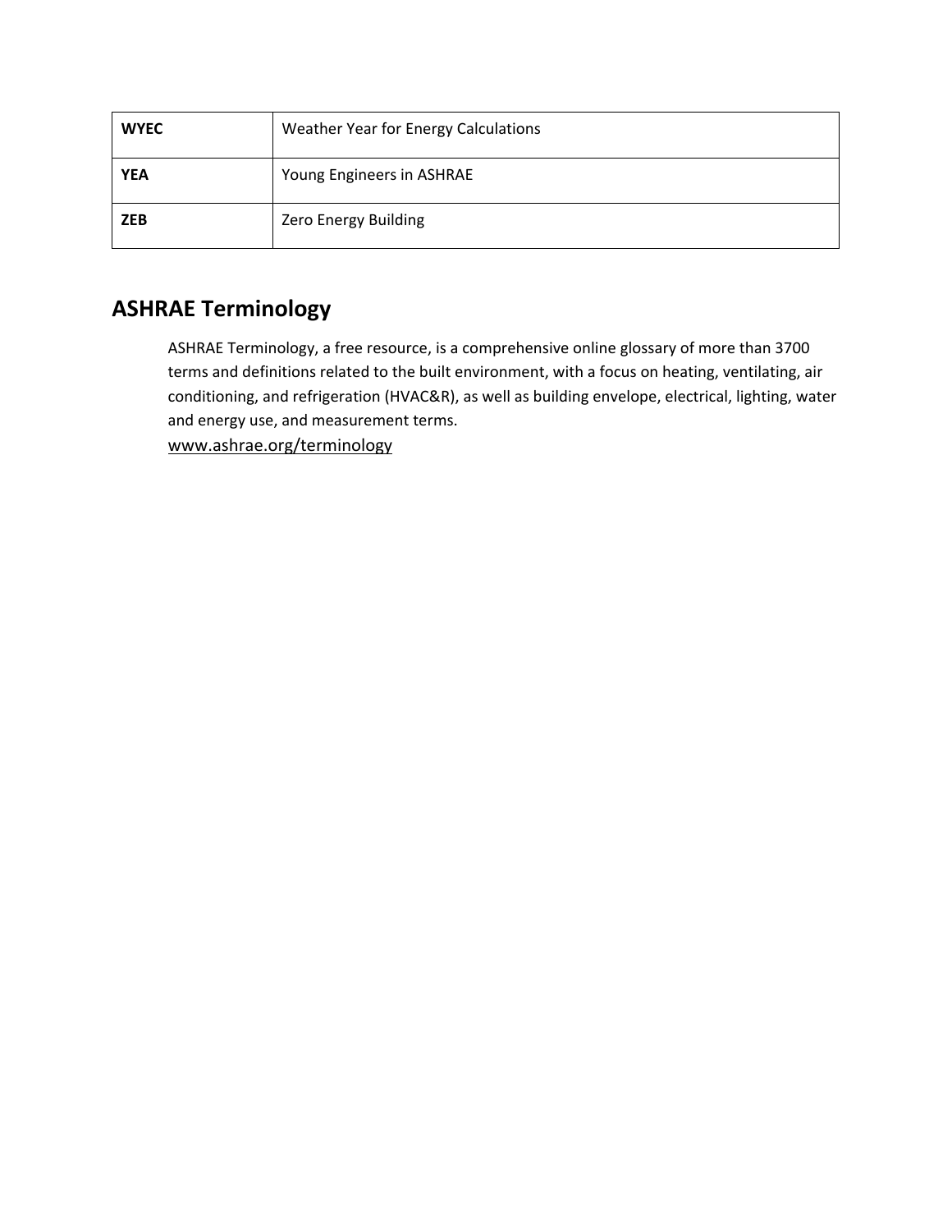| | |
|---|---|
| **WYEC** | Weather Year for Energy Calculations |
| **YEA** | Young Engineers in ASHRAE |
| **ZEB** | Zero Energy Building |

## ASHRAE Terminology

ASHRAE Terminology, a free resource, is a comprehensive online glossary of more than 3700 terms and definitions related to the built environment, with a focus on heating, ventilating, air conditioning, and refrigeration (HVAC&R), as well as building envelope, electrical, lighting, water and energy use, and measurement terms.

www.ashrae.org/terminology